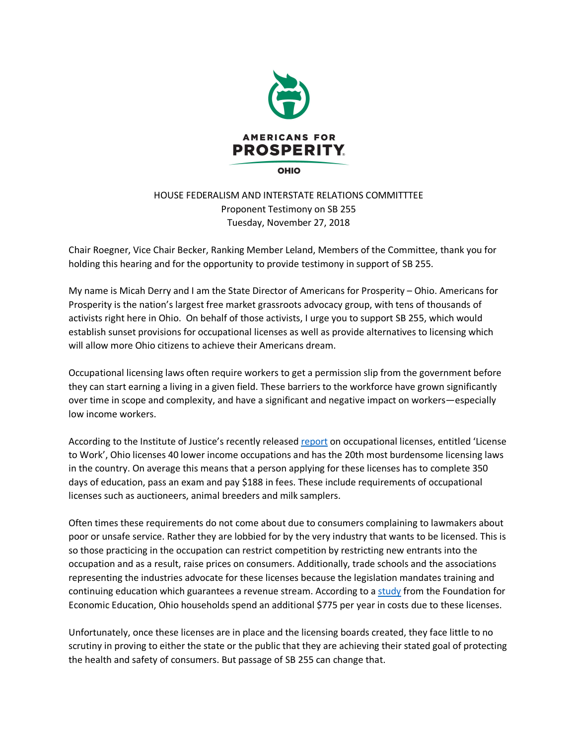AMERICANS FOR
**PROSPERITY**
OHIO

HOUSE FEDERALISM AND INTERSTATE RELATIONS COMMITTTEE
Proponent Testimony on SB 255
Tuesday, November 27, 2018

Chair Roegner, Vice Chair Becker, Ranking Member Leland, Members of the Committee, thank you for holding this hearing and for the opportunity to provide testimony in support of SB 255.

My name is Micah Derry and I am the State Director of Americans for Prosperity – Ohio. Americans for Prosperity is the nation's largest free market grassroots advocacy group, with tens of thousands of activists right here in Ohio. On behalf of those activists, I urge you to support SB 255, which would establish sunset provisions for occupational licenses as well as provide alternatives to licensing which will allow more Ohio citizens to achieve their Americans dream.

Occupational licensing laws often require workers to get a permission slip from the government before they can start earning a living in a given field. These barriers to the workforce have grown significantly over time in scope and complexity, and have a significant and negative impact on workers—especially low income workers.

According to the Institute of Justice's recently released report on occupational licenses, entitled 'License to Work', Ohio licenses 40 lower income occupations and has the 20th most burdensome licensing laws in the country. On average this means that a person applying for these licenses has to complete 350 days of education, pass an exam and pay $188 in fees. These include requirements of occupational licenses such as auctioneers, animal breeders and milk samplers.

Often times these requirements do not come about due to consumers complaining to lawmakers about poor or unsafe service. Rather they are lobbied for by the very industry that wants to be licensed. This is so those practicing in the occupation can restrict competition by restricting new entrants into the occupation and as a result, raise prices on consumers. Additionally, trade schools and the associations representing the industries advocate for these licenses because the legislation mandates training and continuing education which guarantees a revenue stream. According to a study from the Foundation for Economic Education, Ohio households spend an additional $775 per year in costs due to these licenses.

Unfortunately, once these licenses are in place and the licensing boards created, they face little to no scrutiny in proving to either the state or the public that they are achieving their stated goal of protecting the health and safety of consumers. But passage of SB 255 can change that.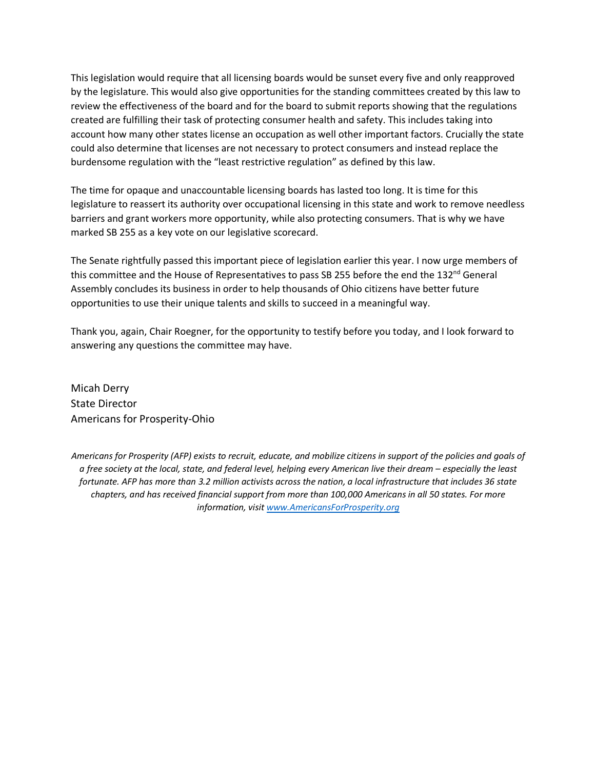This legislation would require that all licensing boards would be sunset every five and only reapproved by the legislature. This would also give opportunities for the standing committees created by this law to review the effectiveness of the board and for the board to submit reports showing that the regulations created are fulfilling their task of protecting consumer health and safety. This includes taking into account how many other states license an occupation as well other important factors. Crucially the state could also determine that licenses are not necessary to protect consumers and instead replace the burdensome regulation with the "least restrictive regulation" as defined by this law.

The time for opaque and unaccountable licensing boards has lasted too long. It is time for this legislature to reassert its authority over occupational licensing in this state and work to remove needless barriers and grant workers more opportunity, while also protecting consumers. That is why we have marked SB 255 as a key vote on our legislative scorecard.

The Senate rightfully passed this important piece of legislation earlier this year. I now urge members of this committee and the House of Representatives to pass SB 255 before the end the 132nd General Assembly concludes its business in order to help thousands of Ohio citizens have better future opportunities to use their unique talents and skills to succeed in a meaningful way.

Thank you, again, Chair Roegner, for the opportunity to testify before you today, and I look forward to answering any questions the committee may have.

Micah Derry
State Director
Americans for Prosperity-Ohio

*Americans for Prosperity (AFP) exists to recruit, educate, and mobilize citizens in support of the policies and goals of a free society at the local, state, and federal level, helping every American live their dream – especially the least fortunate. AFP has more than 3.2 million activists across the nation, a local infrastructure that includes 36 state chapters, and has received financial support from more than 100,000 Americans in all 50 states. For more information, visit [www.AmericansForProsperity.org](http://www.AmericansForProsperity.org)*